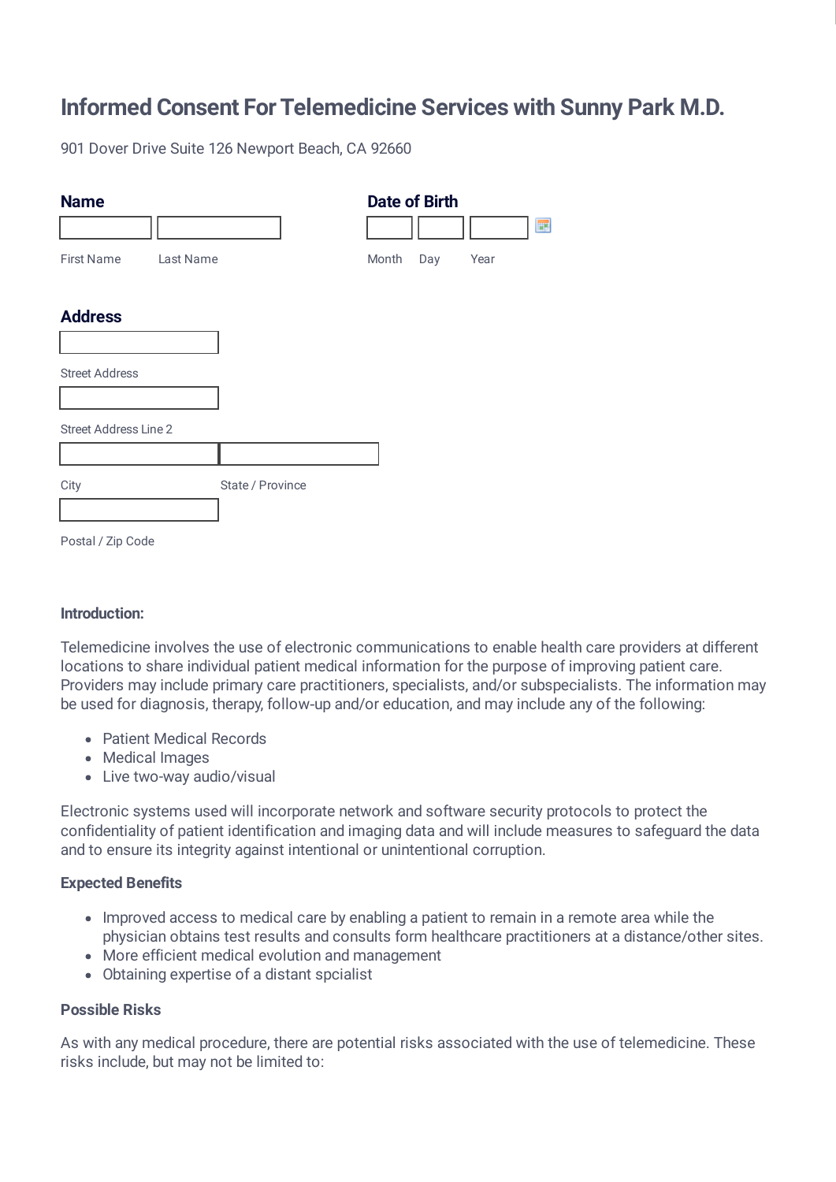# Informed Consent For Telemedicine Services with Sunny Park M.D.

901 Dover Drive Suite 126 Newport Beach, CA 92660

**Name**

First Name ____________ Last Name ____________

**Date of Birth**

Month ______ Day ______ Year ______

**Address**

Street Address ____________

Street Address Line 2 ____________

City ____________ State / Province ____________

Postal / Zip Code ____________

**Introduction:**

Telemedicine involves the use of electronic communications to enable health care providers at different locations to share individual patient medical information for the purpose of improving patient care. Providers may include primary care practitioners, specialists, and/or subspecialists. The information may be used for diagnosis, therapy, follow-up and/or education, and may include any of the following:

- Patient Medical Records
- Medical Images
- Live two-way audio/visual

Electronic systems used will incorporate network and software security protocols to protect the confidentiality of patient identification and imaging data and will include measures to safeguard the data and to ensure its integrity against intentional or unintentional corruption.

**Expected Benefits**

- Improved access to medical care by enabling a patient to remain in a remote area while the physician obtains test results and consults form healthcare practitioners at a distance/other sites.
- More efficient medical evolution and management
- Obtaining expertise of a distant spcialist

**Possible Risks**

As with any medical procedure, there are potential risks associated with the use of telemedicine. These risks include, but may not be limited to: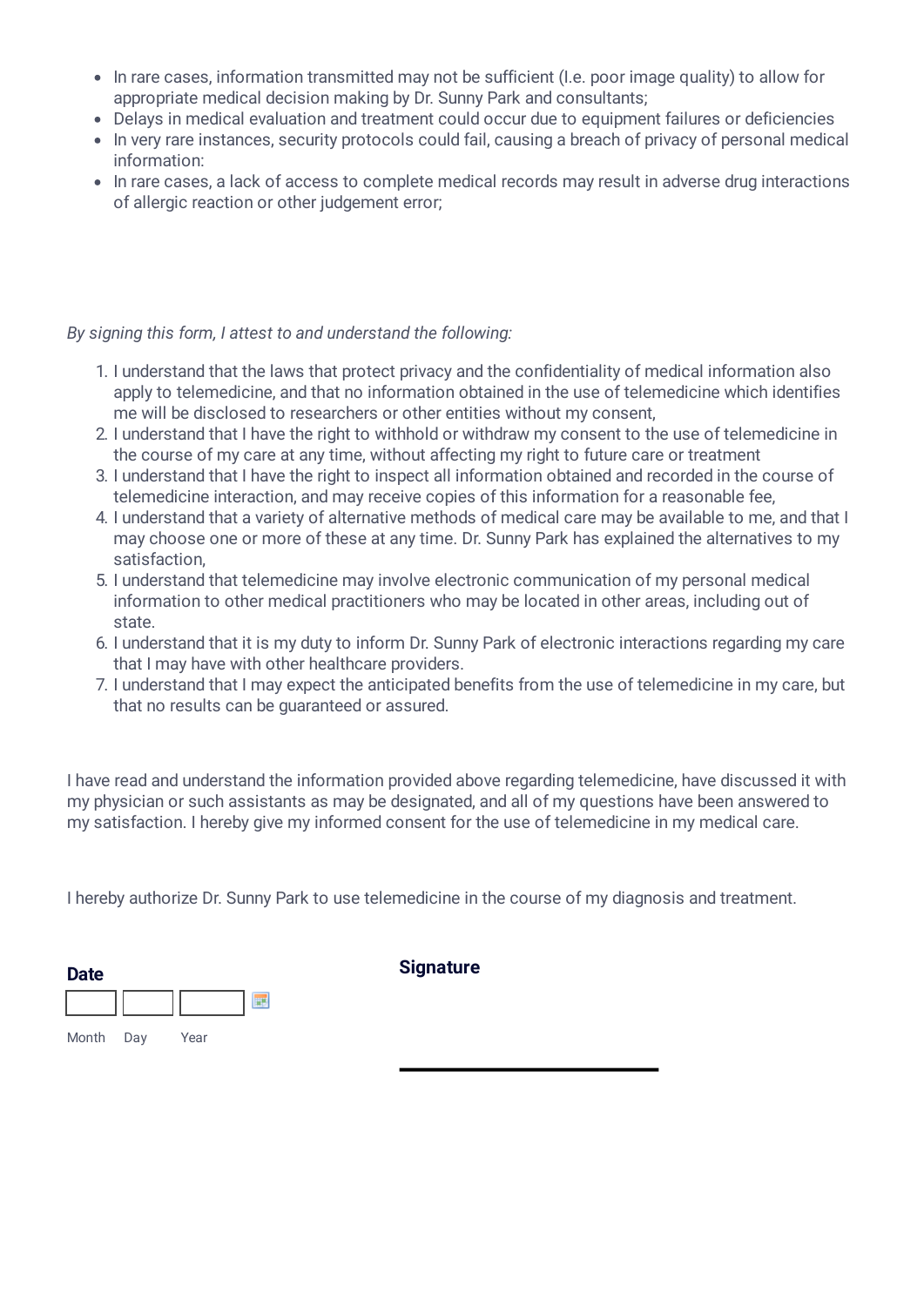- In rare cases, information transmitted may not be sufficient (I.e. poor image quality) to allow for appropriate medical decision making by Dr. Sunny Park and consultants;
- Delays in medical evaluation and treatment could occur due to equipment failures or deficiencies
- In very rare instances, security protocols could fail, causing a breach of privacy of personal medical information:
- In rare cases, a lack of access to complete medical records may result in adverse drug interactions of allergic reaction or other judgement error;

*By signing this form, I attest to and understand the following:*

1. I understand that the laws that protect privacy and the confidentiality of medical information also apply to telemedicine, and that no information obtained in the use of telemedicine which identifies me will be disclosed to researchers or other entities without my consent,
2. I understand that I have the right to withhold or withdraw my consent to the use of telemedicine in the course of my care at any time, without affecting my right to future care or treatment
3. I understand that I have the right to inspect all information obtained and recorded in the course of telemedicine interaction, and may receive copies of this information for a reasonable fee,
4. I understand that a variety of alternative methods of medical care may be available to me, and that I may choose one or more of these at any time. Dr. Sunny Park has explained the alternatives to my satisfaction,
5. I understand that telemedicine may involve electronic communication of my personal medical information to other medical practitioners who may be located in other areas, including out of state.
6. I understand that it is my duty to inform Dr. Sunny Park of electronic interactions regarding my care that I may have with other healthcare providers.
7. I understand that I may expect the anticipated benefits from the use of telemedicine in my care, but that no results can be guaranteed or assured.

I have read and understand the information provided above regarding telemedicine, have discussed it with my physician or such assistants as may be designated, and all of my questions have been answered to my satisfaction. I hereby give my informed consent for the use of telemedicine in my medical care.

I hereby authorize Dr. Sunny Park to use telemedicine in the course of my diagnosis and treatment.

**Date**

Month Day Year

**Signature**